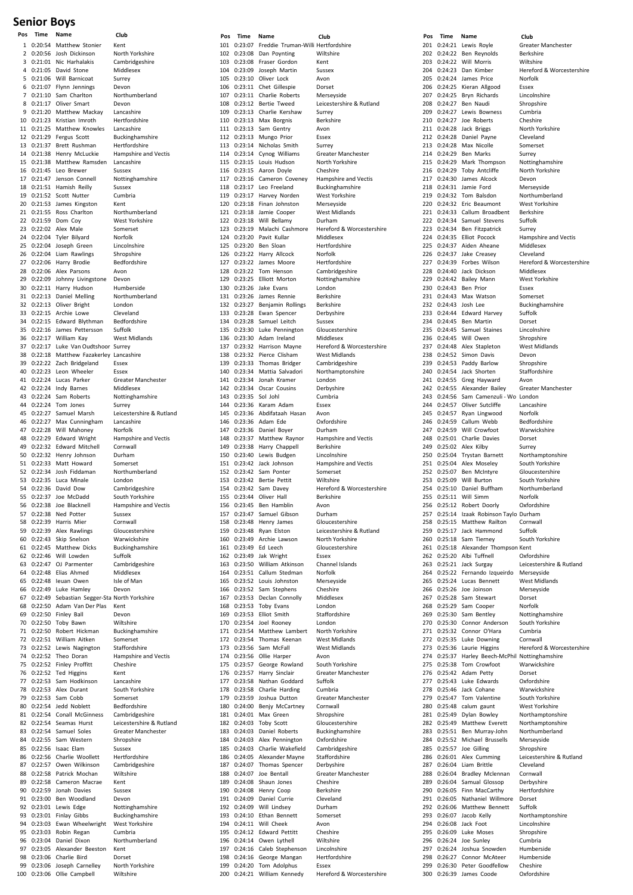# Senior Boys

| Pos | Time | Name | Club |
|---|---|---|---|
| 1 | 0:20:54 | Matthew Stonier | Kent |
| 2 | 0:20:56 | Josh Dickinson | North Yorkshire |
| 3 | 0:21:01 | Nic Harhalakis | Cambridgeshire |
| 4 | 0:21:05 | David Stone | Middlesex |
| 5 | 0:21:06 | Will Barnicoat | Surrey |
| 6 | 0:21:07 | Flynn Jennings | Devon |
| 7 | 0:21:10 | Sam Charlton | Northumberland |
| 8 | 0:21:17 | Oliver Smart | Devon |
| 9 | 0:21:20 | Matthew Mackay | Lancashire |
| 10 | 0:21:23 | Kristian Imroth | Hertfordshire |
| 11 | 0:21:25 | Matthew Knowles | Lancashire |
| 12 | 0:21:29 | Fergus Scott | Buckinghamshire |
| 13 | 0:21:37 | Brett Rushman | Hertfordshire |
| 14 | 0:21:38 | Henry McLuckie | Hampshire and Vectis |
| 15 | 0:21:38 | Matthew Ramsden | Lancashire |
| 16 | 0:21:45 | Leo Brewer | Sussex |
| 17 | 0:21:47 | Jenson Connell | Nottinghamshire |
| 18 | 0:21:51 | Hamish Reilly | Sussex |
| 19 | 0:21:52 | Scott Nutter | Cumbria |
| 20 | 0:21:53 | James Kingston | Kent |
| 21 | 0:21:55 | Ross Charlton | Northumberland |
| 22 | 0:21:59 | Dom Coy | West Yorkshire |
| 23 | 0:22:02 | Alex Male | Somerset |
| 24 | 0:22:04 | Tyler Bilyard | Norfolk |
| 25 | 0:22:04 | Joseph Green | Lincolnshire |
| 26 | 0:22:04 | Liam Rawlings | Shropshire |
| 27 | 0:22:06 | Harry Brodie | Bedfordshire |
| 28 | 0:22:06 | Alex Parsons | Avon |
| 29 | 0:22:09 | Johnny Livingstone | Devon |
| 30 | 0:22:11 | Harry Hudson | Humberside |
| 31 | 0:22:13 | Daniel Melling | Northumberland |
| 32 | 0:22:13 | Oliver Bright | London |
| 33 | 0:22:15 | Archie Lowe | Cleveland |
| 34 | 0:22:15 | Edward Blythman | Bedfordshire |
| 35 | 0:22:16 | James Pettersson | Suffolk |
| 36 | 0:22:17 | William Kay | West Midlands |
| 37 | 0:22:17 | Luke Van Oudtshoor | Surrey |
| 38 | 0:22:18 | Matthew Fazakerley | Lancashire |
| 39 | 0:22:22 | Zach Bridgeland | Essex |
| 40 | 0:22:23 | Leon Wheeler | Essex |
| 41 | 0:22:24 | Lucas Parker | Greater Manchester |
| 42 | 0:22:24 | Indy Barnes | Middlesex |
| 43 | 0:22:24 | Sam Roberts | Nottinghamshire |
| 44 | 0:22:24 | Tom Jones | Surrey |
| 45 | 0:22:27 | Samuel Marsh | Leicestershire & Rutland |
| 46 | 0:22:27 | Max Cunningham | Lancashire |
| 47 | 0:22:28 | Will Mahoney | Norfolk |
| 48 | 0:22:29 | Edward Wright | Hampshire and Vectis |
| 49 | 0:22:32 | Edward Mitchell | Cornwall |
| 50 | 0:22:32 | Henry Johnson | Durham |
| 51 | 0:22:33 | Matt Howard | Somerset |
| 52 | 0:22:34 | Josh Fiddaman | Northumberland |
| 53 | 0:22:35 | Luca Minale | London |
| 54 | 0:22:36 | David Dow | Cambridgeshire |
| 55 | 0:22:37 | Joe McDadd | South Yorkshire |
| 56 | 0:22:38 | Joe Blacknell | Hampshire and Vectis |
| 57 | 0:22:38 | Ned Potter | Sussex |
| 58 | 0:22:39 | Harris Mier | Cornwall |
| 59 | 0:22:39 | Alex Rawlings | Gloucestershire |
| 60 | 0:22:43 | Skip Snelson | Warwickshire |
| 61 | 0:22:45 | Matthew Dicks | Buckinghamshire |
| 62 | 0:22:46 | Will Lowden | Suffolk |
| 63 | 0:22:47 | OJ Parmenter | Cambridgeshire |
| 64 | 0:22:48 | Elias Ahmed | Middlesex |
| 65 | 0:22:48 | Ieuan Owen | Isle of Man |
| 66 | 0:22:49 | Luke Hamley | Devon |
| 67 | 0:22:49 | Sebastian Segger-Sta | North Yorkshire |
| 68 | 0:22:50 | Adam Van Der Plas | Kent |
| 69 | 0:22:50 | Finley Ball | Devon |
| 70 | 0:22:50 | Toby Bawn | Wiltshire |
| 71 | 0:22:50 | Robert Hickman | Buckinghamshire |
| 72 | 0:22:51 | William Aitken | Somerset |
| 73 | 0:22:52 | Lewis Nagington | Staffordshire |
| 74 | 0:22:52 | Theo Doran | Hampshire and Vectis |
| 75 | 0:22:52 | Finley Proffitt | Cheshire |
| 76 | 0:22:52 | Ted Higgins | Kent |
| 77 | 0:22:53 | Sam Hodkinson | Lancashire |
| 78 | 0:22:53 | Alex Durant | South Yorkshire |
| 79 | 0:22:53 | Sam Cobb | Somerset |
| 80 | 0:22:54 | Jedd Noblett | Bedfordshire |
| 81 | 0:22:54 | Conall McGinness | Cambridgeshire |
| 82 | 0:22:54 | Seamas Hurst | Leicestershire & Rutland |
| 83 | 0:22:54 | Samuel Soles | Greater Manchester |
| 84 | 0:22:55 | Sam Western | Shropshire |
| 85 | 0:22:56 | Isaac Elam | Sussex |
| 86 | 0:22:56 | Charlie Woollett | Hertfordshire |
| 87 | 0:22:57 | Owen Wilkinson | Cambridgeshire |
| 88 | 0:22:58 | Patrick Mochan | Wiltshire |
| 89 | 0:22:58 | Cameron Macrae | Kent |
| 90 | 0:22:59 | Jonah Davies | Sussex |
| 91 | 0:23:00 | Ben Woodland | Devon |
| 92 | 0:23:01 | Lewis Edge | Nottinghamshire |
| 93 | 0:23:01 | Finlay Gibbs | Buckinghamshire |
| 94 | 0:23:03 | Ewan Wheelwright | West Yorkshire |
| 95 | 0:23:03 | Robin Regan | Cumbria |
| 96 | 0:23:04 | Daniel Dixon | Northumberland |
| 97 | 0:23:05 | Alexander Beeston | Kent |
| 98 | 0:23:06 | Charlie Bird | Dorset |
| 99 | 0:23:06 | Joseph Carnelley | North Yorkshire |
| 100 | 0:23:06 | Ollie Campbell | Wiltshire |
| 101 | 0:23:07 | Freddie Truman-Willi | Hertfordshire |
| 102 | 0:23:08 | Dan Poynting | Wiltshire |
| 103 | 0:23:08 | Fraser Gordon | Kent |
| 104 | 0:23:09 | Joseph Martin | Sussex |
| 105 | 0:23:10 | Oliver Lock | Avon |
| 106 | 0:23:11 | Chet Gillespie | Dorset |
| 107 | 0:23:11 | Charlie Roberts | Merseyside |
| 108 | 0:23:12 | Bertie Tweed | Leicestershire & Rutland |
| 109 | 0:23:13 | Charlie Kershaw | Surrey |
| 110 | 0:23:13 | Max Borgnis | Berkshire |
| 111 | 0:23:13 | Sam Gentry | Avon |
| 112 | 0:23:13 | Mungo Prior | Essex |
| 113 | 0:23:14 | Nicholas Smith | Surrey |
| 114 | 0:23:14 | Cynog Williams | Greater Manchester |
| 115 | 0:23:15 | Louis Hudson | North Yorkshire |
| 116 | 0:23:15 | Aaron Doyle | Cheshire |
| 117 | 0:23:16 | Cameron Coveney | Hampshire and Vectis |
| 118 | 0:23:17 | Leo Freeland | Buckinghamshire |
| 119 | 0:23:17 | Harvey Norden | West Yorkshire |
| 120 | 0:23:18 | Finan Johnston | Merseyside |
| 121 | 0:23:18 | Jamie Cooper | West Midlands |
| 122 | 0:23:18 | Will Bellamy | Durham |
| 123 | 0:23:19 | Malachi Cashmore | Hereford & Worcestershire |
| 124 | 0:23:20 | Pavit Kullar | Middlesex |
| 125 | 0:23:20 | Ben Sloan | Hertfordshire |
| 126 | 0:23:22 | Harry Allcock | Norfolk |
| 127 | 0:23:22 | James Moore | Hertfordshire |
| 128 | 0:23:22 | Tom Henson | Cambridgeshire |
| 129 | 0:23:25 | Elliott Morton | Nottinghamshire |
| 130 | 0:23:26 | Jake Evans | London |
| 131 | 0:23:26 | James Rennie | Berkshire |
| 132 | 0:23:27 | Benjamin Rollings | Berkshire |
| 133 | 0:23:28 | Ewan Spencer | Derbyshire |
| 134 | 0:23:28 | Samuel Leitch | Sussex |
| 135 | 0:23:30 | Luke Pennington | Gloucestershire |
| 136 | 0:23:30 | Adam Ireland | Middlesex |
| 137 | 0:23:32 | Harrison Mayne | Hereford & Worcestershire |
| 138 | 0:23:32 | Pierce Clisham | West Midlands |
| 139 | 0:23:33 | Thomas Bridger | Cambridgeshire |
| 140 | 0:23:34 | Mattia Salvadori | Northamptonshire |
| 141 | 0:23:34 | Jonah Kramer | London |
| 142 | 0:23:34 | Oscar Cousins | Derbyshire |
| 143 | 0:23:35 | Sol Johl | Cumbria |
| 144 | 0:23:36 | Karam Adam | Essex |
| 145 | 0:23:36 | Abdifataah Hasan | Avon |
| 146 | 0:23:36 | Adam Ede | Oxfordshire |
| 147 | 0:23:36 | Daniel Boyer | Durham |
| 148 | 0:23:37 | Matthew Raynor | Hampshire and Vectis |
| 149 | 0:23:38 | Harry Chappell | Berkshire |
| 150 | 0:23:40 | Lewis Budgen | Lincolnshire |
| 151 | 0:23:42 | Jack Johnson | Hampshire and Vectis |
| 152 | 0:23:42 | Sam Ponter | Somerset |
| 153 | 0:23:42 | Bertie Pettit | Wiltshire |
| 154 | 0:23:42 | Sam Davey | Hereford & Worcestershire |
| 155 | 0:23:44 | Oliver Hall | Berkshire |
| 156 | 0:23:45 | Ben Hamblin | Avon |
| 157 | 0:23:47 | Samuel Gibson | Durham |
| 158 | 0:23:48 | Henry James | Gloucestershire |
| 159 | 0:23:48 | Ryan Elston | Leicestershire & Rutland |
| 160 | 0:23:49 | Archie Lawson | North Yorkshire |
| 161 | 0:23:49 | Ed Leech | Gloucestershire |
| 162 | 0:23:49 | Jak Wright | Essex |
| 163 | 0:23:50 | William Atkinson | Channel Islands |
| 164 | 0:23:51 | Callum Stedman | Norfolk |
| 165 | 0:23:52 | Louis Johnston | Merseyside |
| 166 | 0:23:52 | Sam Stephens | Cheshire |
| 167 | 0:23:53 | Declan Connolly | Middlesex |
| 168 | 0:23:53 | Toby Evans | London |
| 169 | 0:23:53 | Elliot Smith | Staffordshire |
| 170 | 0:23:54 | Joel Rooney | London |
| 171 | 0:23:54 | Matthew Lambert | North Yorkshire |
| 172 | 0:23:54 | Thomas Keenan | West Midlands |
| 173 | 0:23:56 | Sam McFall | West Midlands |
| 174 | 0:23:56 | Ollie Harper | Avon |
| 175 | 0:23:57 | George Rowland | South Yorkshire |
| 176 | 0:23:57 | Harry Sinclair | Greater Manchester |
| 177 | 0:23:58 | Nathan Goddard | Suffolk |
| 178 | 0:23:58 | Charlie Harding | Cumbria |
| 179 | 0:23:59 | Joshua Dutton | Greater Manchester |
| 180 | 0:24:00 | Benjy McCartney | Cornwall |
| 181 | 0:24:01 | Max Green | Shropshire |
| 182 | 0:24:03 | Toby Scott | Gloucestershire |
| 183 | 0:24:03 | Daniel Roberts | Buckinghamshire |
| 184 | 0:24:03 | Alex Pennington | Oxfordshire |
| 185 | 0:24:03 | Charlie Wakefield | Cambridgeshire |
| 186 | 0:24:05 | Alexander Mayne | Staffordshire |
| 187 | 0:24:07 | Thomas Spencer | Derbyshire |
| 188 | 0:24:07 | Joe Bentall | Greater Manchester |
| 189 | 0:24:08 | Shaun Jones | Cheshire |
| 190 | 0:24:08 | Henry Coop | Berkshire |
| 191 | 0:24:09 | Daniel Currie | Cleveland |
| 192 | 0:24:09 | Will Lindsey | Durham |
| 193 | 0:24:10 | Ethan Bennett | Somerset |
| 194 | 0:24:11 | Will Cheek | Avon |
| 195 | 0:24:12 | Edward Pettitt | Cheshire |
| 196 | 0:24:14 | Owen Lythell | Wiltshire |
| 197 | 0:24:16 | Caleb Stephenson | Lincolnshire |
| 198 | 0:24:16 | George Mangan | Hertfordshire |
| 199 | 0:24:20 | Tom Adolphus | Essex |
| 200 | 0:24:21 | William Kennedy | Hereford & Worcestershire |
| 201 | 0:24:21 | Lewis Royle | Greater Manchester |
| 202 | 0:24:22 | Ben Reynolds | Berkshire |
| 203 | 0:24:22 | Will Morris | Wiltshire |
| 204 | 0:24:23 | Dan Kimber | Hereford & Worcestershire |
| 205 | 0:24:24 | James Price | Norfolk |
| 206 | 0:24:25 | Kieran Allgood | Essex |
| 207 | 0:24:25 | Bryn Richards | Lincolnshire |
| 208 | 0:24:27 | Ben Naudi | Shropshire |
| 209 | 0:24:27 | Lewis Bowness | Cumbria |
| 210 | 0:24:27 | Joe Roberts | Cheshire |
| 211 | 0:24:28 | Jack Briggs | North Yorkshire |
| 212 | 0:24:28 | Daniel Payne | Cleveland |
| 213 | 0:24:28 | Max Nicolle | Somerset |
| 214 | 0:24:29 | Ben Marks | Surrey |
| 215 | 0:24:29 | Mark Thompson | Nottinghamshire |
| 216 | 0:24:29 | Toby Antcliffe | North Yorkshire |
| 217 | 0:24:30 | James Alcock | Devon |
| 218 | 0:24:31 | Jamie Ford | Merseyside |
| 219 | 0:24:32 | Tom Balsdon | Northumberland |
| 220 | 0:24:32 | Eric Beaumont | West Yorkshire |
| 221 | 0:24:33 | Callum Broadbent | Berkshire |
| 222 | 0:24:34 | Samuel Stevens | Suffolk |
| 223 | 0:24:34 | Ben Fitzpatrick | Surrey |
| 224 | 0:24:35 | Elliot Pocock | Hampshire and Vectis |
| 225 | 0:24:37 | Aiden Aheane | Middlesex |
| 226 | 0:24:37 | Jake Creasey | Cleveland |
| 227 | 0:24:39 | Forbes Wilson | Hereford & Worcestershire |
| 228 | 0:24:40 | Jack Dickson | Middlesex |
| 229 | 0:24:42 | Bailey Mann | West Yorkshire |
| 230 | 0:24:43 | Ben Prior | Essex |
| 231 | 0:24:43 | Max Watson | Somerset |
| 232 | 0:24:43 | Josh Lee | Buckinghamshire |
| 233 | 0:24:44 | Edward Harvey | Suffolk |
| 234 | 0:24:45 | Ben Martin | Dorset |
| 235 | 0:24:45 | Samuel Staines | Lincolnshire |
| 236 | 0:24:45 | Will Owen | Shropshire |
| 237 | 0:24:48 | Alex Stapleton | West Midlands |
| 238 | 0:24:52 | Simon Davis | Devon |
| 239 | 0:24:53 | Paddy Barlow | Shropshire |
| 240 | 0:24:54 | Jack Shorten | Staffordshire |
| 241 | 0:24:55 | Greg Hayward | Avon |
| 242 | 0:24:55 | Alexander Bailey | Greater Manchester |
| 243 | 0:24:56 | Sam Camenzuli - Wo | London |
| 244 | 0:24:57 | Oliver Sutcliffe | Lancashire |
| 245 | 0:24:57 | Ryan Lingwood | Norfolk |
| 246 | 0:24:59 | Callum Webb | Bedfordshire |
| 247 | 0:24:59 | Will Crowfoot | Warwickshire |
| 248 | 0:25:01 | Charlie Davies | Dorset |
| 249 | 0:25:02 | Alex Kilby | Surrey |
| 250 | 0:25:04 | Trystan Barnett | Northamptonshire |
| 251 | 0:25:04 | Alex Moseley | South Yorkshire |
| 252 | 0:25:07 | Ben McIntyre | Gloucestershire |
| 253 | 0:25:09 | Will Burton | South Yorkshire |
| 254 | 0:25:10 | Daniel Buffham | Northumberland |
| 255 | 0:25:11 | Will Simm | Norfolk |
| 256 | 0:25:12 | Robert Doorly | Oxfordshire |
| 257 | 0:25:14 | Izaak Robinson Taylo | Durham |
| 258 | 0:25:15 | Matthew Railton | Cornwall |
| 259 | 0:25:17 | Jack Hammond | Suffolk |
| 260 | 0:25:18 | Sam Tierney | South Yorkshire |
| 261 | 0:25:18 | Alexander Thompson | Kent |
| 262 | 0:25:20 | Albi Tuffnell | Oxfordshire |
| 263 | 0:25:21 | Jack Surgay | Leicestershire & Rutland |
| 264 | 0:25:22 | Fernando Izqueirdo | Merseyside |
| 265 | 0:25:24 | Lucas Bennett | West Midlands |
| 266 | 0:25:26 | Joe Joinson | Merseyside |
| 267 | 0:25:28 | Sam Stewart | Dorset |
| 268 | 0:25:29 | Sam Cooper | Norfolk |
| 269 | 0:25:30 | Sam Bentley | Nottinghamshire |
| 270 | 0:25:30 | Connor Anderson | South Yorkshire |
| 271 | 0:25:32 | Connor O'Hara | Cumbria |
| 272 | 0:25:35 | Luke Downing | Cornwall |
| 273 | 0:25:36 | Laurie Higgins | Hereford & Worcestershire |
| 274 | 0:25:37 | Harley Beech-McPhil | Nottinghamshire |
| 275 | 0:25:38 | Tom Crowfoot | Warwickshire |
| 276 | 0:25:42 | Adam Petty | Dorset |
| 277 | 0:25:43 | Luke Edwards | Oxfordshire |
| 278 | 0:25:46 | Jack Cohane | Warwickshire |
| 279 | 0:25:47 | Tom Valentine | South Yorkshire |
| 280 | 0:25:48 | calum gaunt | West Yorkshire |
| 281 | 0:25:49 | Dylan Bowley | Northamptonshire |
| 282 | 0:25:49 | Matthew Everett | Northamptonshire |
| 283 | 0:25:51 | Ben Murray-John | Northumberland |
| 284 | 0:25:52 | Michael Brussells | Merseyside |
| 285 | 0:25:57 | Joe Gilling | Shropshire |
| 286 | 0:26:01 | Alex Cumming | Leicestershire & Rutland |
| 287 | 0:26:04 | Liam Brittle | Cleveland |
| 288 | 0:26:04 | Bradley Mclennan | Cornwall |
| 289 | 0:26:04 | Samual Glossop | Derbyshire |
| 290 | 0:26:05 | Finn MacCarthy | Hertfordshire |
| 291 | 0:26:05 | Nathaniel Willmore | Dorset |
| 292 | 0:26:06 | Matthew Bennett | Suffolk |
| 293 | 0:26:07 | Jacob Kelly | Northamptonshire |
| 294 | 0:26:08 | Jack Foot | Lincolnshire |
| 295 | 0:26:09 | Luke Moses | Shropshire |
| 296 | 0:26:24 | Joe Sunley | Cumbria |
| 297 | 0:26:24 | Joshua Snowden | Humberside |
| 298 | 0:26:27 | Connor McAteer | Humberside |
| 299 | 0:26:30 | Peter Goodfellow | Cheshire |
| 300 | 0:26:39 | James Coode | Oxfordshire |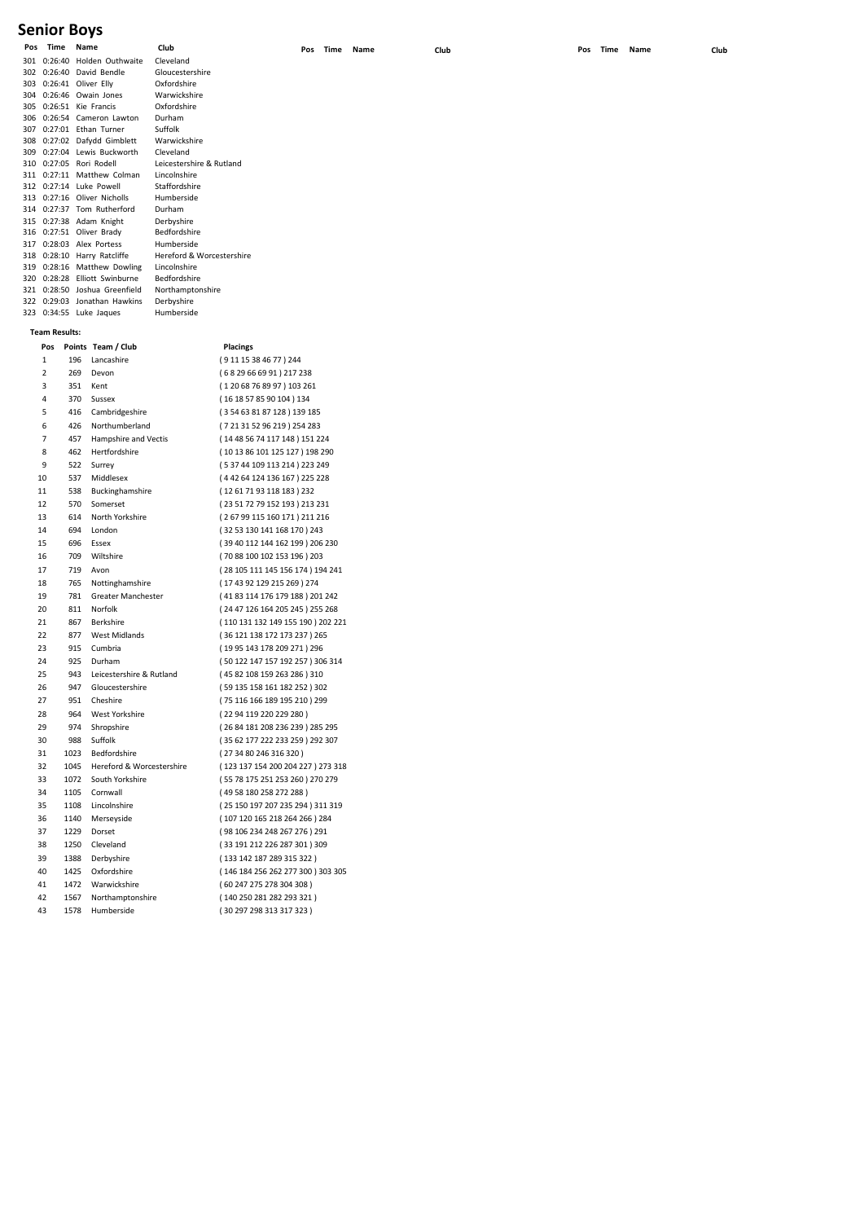# Senior Boys

| Pos | Time | Name | Club |
|---|---|---|---|
| 301 | 0:26:40 | Holden Outhwaite | Cleveland |
| 302 | 0:26:40 | David Bendle | Gloucestershire |
| 303 | 0:26:41 | Oliver Elly | Oxfordshire |
| 304 | 0:26:46 | Owain Jones | Warwickshire |
| 305 | 0:26:51 | Kie Francis | Oxfordshire |
| 306 | 0:26:54 | Cameron Lawton | Durham |
| 307 | 0:27:01 | Ethan Turner | Suffolk |
| 308 | 0:27:02 | Dafydd Gimblett | Warwickshire |
| 309 | 0:27:04 | Lewis Buckworth | Cleveland |
| 310 | 0:27:05 | Rori Rodell | Leicestershire & Rutland |
| 311 | 0:27:11 | Matthew Colman | Lincolnshire |
| 312 | 0:27:14 | Luke Powell | Staffordshire |
| 313 | 0:27:16 | Oliver Nicholls | Humberside |
| 314 | 0:27:37 | Tom Rutherford | Durham |
| 315 | 0:27:38 | Adam Knight | Derbyshire |
| 316 | 0:27:51 | Oliver Brady | Bedfordshire |
| 317 | 0:28:03 | Alex Portess | Humberside |
| 318 | 0:28:10 | Harry Ratcliffe | Hereford & Worcestershire |
| 319 | 0:28:16 | Matthew Dowling | Lincolnshire |
| 320 | 0:28:28 | Elliott Swinburne | Bedfordshire |
| 321 | 0:28:50 | Joshua Greenfield | Northamptonshire |
| 322 | 0:29:03 | Jonathan Hawkins | Derbyshire |
| 323 | 0:34:55 | Luke Jaques | Humberside |

**Team Results:**

| Pos | Points | Team / Club | Placings |
|---|---|---|---|
| 1 | 196 | Lancashire | ( 9 11 15 38 46 77 ) 244 |
| 2 | 269 | Devon | ( 6 8 29 66 69 91 ) 217 238 |
| 3 | 351 | Kent | ( 1 20 68 76 89 97 ) 103 261 |
| 4 | 370 | Sussex | ( 16 18 57 85 90 104 ) 134 |
| 5 | 416 | Cambridgeshire | ( 3 54 63 81 87 128 ) 139 185 |
| 6 | 426 | Northumberland | ( 7 21 31 52 96 219 ) 254 283 |
| 7 | 457 | Hampshire and Vectis | ( 14 48 56 74 117 148 ) 151 224 |
| 8 | 462 | Hertfordshire | ( 10 13 86 101 125 127 ) 198 290 |
| 9 | 522 | Surrey | ( 5 37 44 109 113 214 ) 223 249 |
| 10 | 537 | Middlesex | ( 4 42 64 124 136 167 ) 225 228 |
| 11 | 538 | Buckinghamshire | ( 12 61 71 93 118 183 ) 232 |
| 12 | 570 | Somerset | ( 23 51 72 79 152 193 ) 213 231 |
| 13 | 614 | North Yorkshire | ( 2 67 99 115 160 171 ) 211 216 |
| 14 | 694 | London | ( 32 53 130 141 168 170 ) 243 |
| 15 | 696 | Essex | ( 39 40 112 144 162 199 ) 206 230 |
| 16 | 709 | Wiltshire | ( 70 88 100 102 153 196 ) 203 |
| 17 | 719 | Avon | ( 28 105 111 145 156 174 ) 194 241 |
| 18 | 765 | Nottinghamshire | ( 17 43 92 129 215 269 ) 274 |
| 19 | 781 | Greater Manchester | ( 41 83 114 176 179 188 ) 201 242 |
| 20 | 811 | Norfolk | ( 24 47 126 164 205 245 ) 255 268 |
| 21 | 867 | Berkshire | ( 110 131 132 149 155 190 ) 202 221 |
| 22 | 877 | West Midlands | ( 36 121 138 172 173 237 ) 265 |
| 23 | 915 | Cumbria | ( 19 95 143 178 209 271 ) 296 |
| 24 | 925 | Durham | ( 50 122 147 157 192 257 ) 306 314 |
| 25 | 943 | Leicestershire & Rutland | ( 45 82 108 159 263 286 ) 310 |
| 26 | 947 | Gloucestershire | ( 59 135 158 161 182 252 ) 302 |
| 27 | 951 | Cheshire | ( 75 116 166 189 195 210 ) 299 |
| 28 | 964 | West Yorkshire | ( 22 94 119 220 229 280 ) |
| 29 | 974 | Shropshire | ( 26 84 181 208 236 239 ) 285 295 |
| 30 | 988 | Suffolk | ( 35 62 177 222 233 259 ) 292 307 |
| 31 | 1023 | Bedfordshire | ( 27 34 80 246 316 320 ) |
| 32 | 1045 | Hereford & Worcestershire | ( 123 137 154 200 204 227 ) 273 318 |
| 33 | 1072 | South Yorkshire | ( 55 78 175 251 253 260 ) 270 279 |
| 34 | 1105 | Cornwall | ( 49 58 180 258 272 288 ) |
| 35 | 1108 | Lincolnshire | ( 25 150 197 207 235 294 ) 311 319 |
| 36 | 1140 | Merseyside | ( 107 120 165 218 264 266 ) 284 |
| 37 | 1229 | Dorset | ( 98 106 234 248 267 276 ) 291 |
| 38 | 1250 | Cleveland | ( 33 191 212 226 287 301 ) 309 |
| 39 | 1388 | Derbyshire | ( 133 142 187 289 315 322 ) |
| 40 | 1425 | Oxfordshire | ( 146 184 256 262 277 300 ) 303 305 |
| 41 | 1472 | Warwickshire | ( 60 247 275 278 304 308 ) |
| 42 | 1567 | Northamptonshire | ( 140 250 281 282 293 321 ) |
| 43 | 1578 | Humberside | ( 30 297 298 313 317 323 ) |